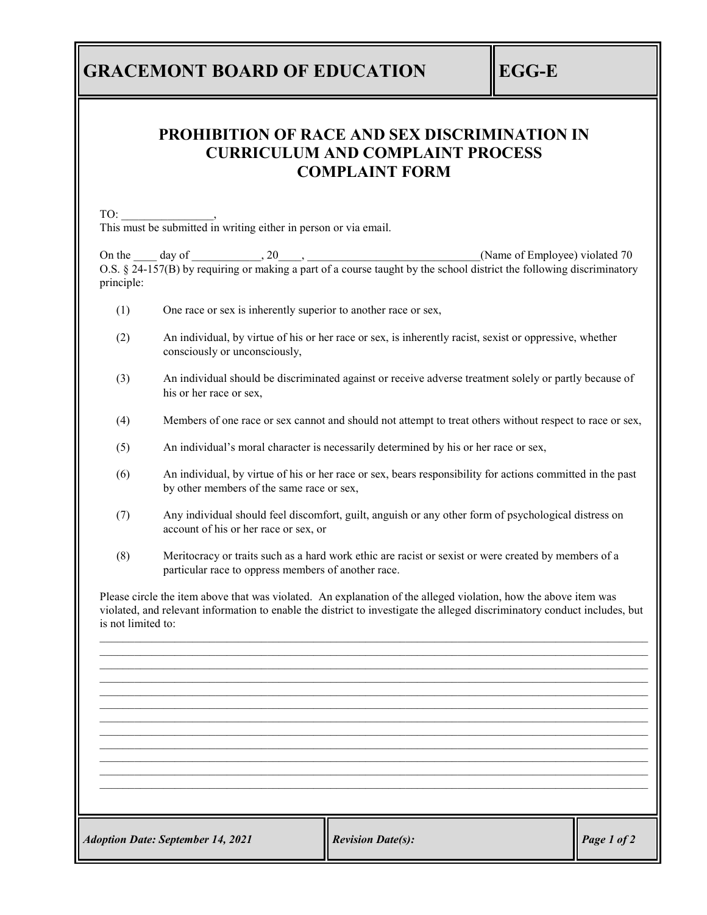# GRACEMONT BOARD OF EDUCATION

# EGG-E

## PROHIBITION OF RACE AND SEX DISCRIMINATION IN CURRICULUM AND COMPLAINT PROCESS COMPLAINT FORM

TO: ________________,
This must be submitted in writing either in person or via email.

On the ____ day of ____________, 20____, ______________________________(Name of Employee) violated 70 O.S. § 24-157(B) by requiring or making a part of a course taught by the school district the following discriminatory principle:

(1) One race or sex is inherently superior to another race or sex,

(2) An individual, by virtue of his or her race or sex, is inherently racist, sexist or oppressive, whether consciously or unconsciously,

(3) An individual should be discriminated against or receive adverse treatment solely or partly because of his or her race or sex,

(4) Members of one race or sex cannot and should not attempt to treat others without respect to race or sex,

(5) An individual's moral character is necessarily determined by his or her race or sex,

(6) An individual, by virtue of his or her race or sex, bears responsibility for actions committed in the past by other members of the same race or sex,

(7) Any individual should feel discomfort, guilt, anguish or any other form of psychological distress on account of his or her race or sex, or

(8) Meritocracy or traits such as a hard work ethic are racist or sexist or were created by members of a particular race to oppress members of another race.

Please circle the item above that was violated. An explanation of the alleged violation, how the above item was violated, and relevant information to enable the district to investigate the alleged discriminatory conduct includes, but is not limited to:

____________________________________________________________________________________________
____________________________________________________________________________________________
____________________________________________________________________________________________
____________________________________________________________________________________________
____________________________________________________________________________________________
____________________________________________________________________________________________
____________________________________________________________________________________________
____________________________________________________________________________________________
____________________________________________________________________________________________
____________________________________________________________________________________________
____________________________________________________________________________________________
____________________________________________________________________________________________

*Adoption Date: September 14, 2021* | *Revision Date(s):*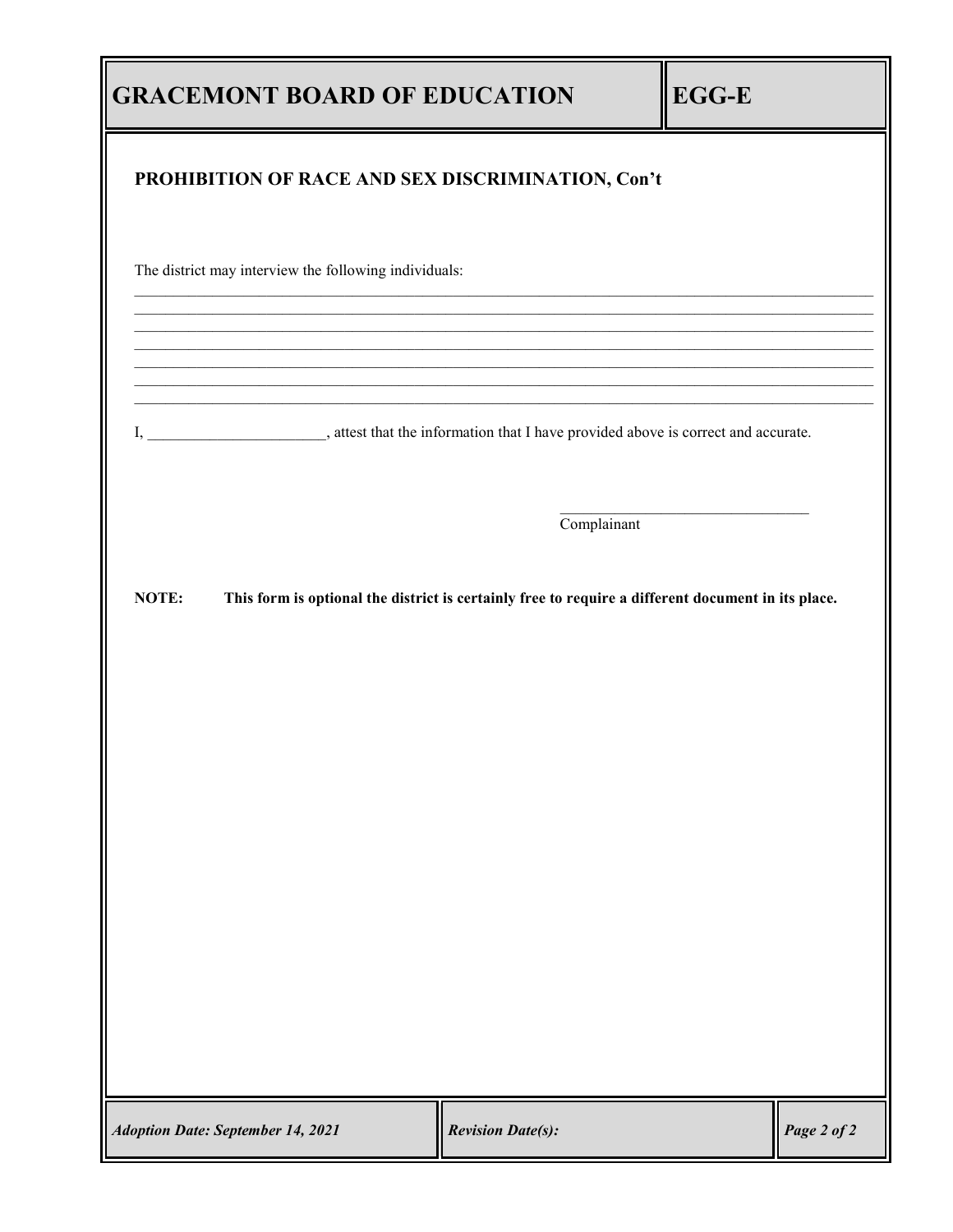**PROHIBITION OF RACE AND SEX DISCRIMINATION, Con't**

The district may interview the following individuals:

\_\_\_\_\_\_\_\_\_\_\_\_\_\_\_\_\_\_\_\_\_\_\_\_\_\_\_\_\_\_\_\_\_\_\_\_\_\_\_\_\_\_\_\_\_\_\_\_\_\_\_\_\_\_\_\_\_\_\_\_\_\_\_\_\_\_\_\_\_\_\_\_\_\_\_\_\_\_\_\_\_\_\_\_\_\_\_\_\_\_\_\_\_\_\_\_\_\_

\_\_\_\_\_\_\_\_\_\_\_\_\_\_\_\_\_\_\_\_\_\_\_\_\_\_\_\_\_\_\_\_\_\_\_\_\_\_\_\_\_\_\_\_\_\_\_\_\_\_\_\_\_\_\_\_\_\_\_\_\_\_\_\_\_\_\_\_\_\_\_\_\_\_\_\_\_\_\_\_\_\_\_\_\_\_\_\_\_\_\_\_\_\_\_\_\_\_

\_\_\_\_\_\_\_\_\_\_\_\_\_\_\_\_\_\_\_\_\_\_\_\_\_\_\_\_\_\_\_\_\_\_\_\_\_\_\_\_\_\_\_\_\_\_\_\_\_\_\_\_\_\_\_\_\_\_\_\_\_\_\_\_\_\_\_\_\_\_\_\_\_\_\_\_\_\_\_\_\_\_\_\_\_\_\_\_\_\_\_\_\_\_\_\_\_\_

\_\_\_\_\_\_\_\_\_\_\_\_\_\_\_\_\_\_\_\_\_\_\_\_\_\_\_\_\_\_\_\_\_\_\_\_\_\_\_\_\_\_\_\_\_\_\_\_\_\_\_\_\_\_\_\_\_\_\_\_\_\_\_\_\_\_\_\_\_\_\_\_\_\_\_\_\_\_\_\_\_\_\_\_\_\_\_\_\_\_\_\_\_\_\_\_\_\_

\_\_\_\_\_\_\_\_\_\_\_\_\_\_\_\_\_\_\_\_\_\_\_\_\_\_\_\_\_\_\_\_\_\_\_\_\_\_\_\_\_\_\_\_\_\_\_\_\_\_\_\_\_\_\_\_\_\_\_\_\_\_\_\_\_\_\_\_\_\_\_\_\_\_\_\_\_\_\_\_\_\_\_\_\_\_\_\_\_\_\_\_\_\_\_\_\_\_

\_\_\_\_\_\_\_\_\_\_\_\_\_\_\_\_\_\_\_\_\_\_\_\_\_\_\_\_\_\_\_\_\_\_\_\_\_\_\_\_\_\_\_\_\_\_\_\_\_\_\_\_\_\_\_\_\_\_\_\_\_\_\_\_\_\_\_\_\_\_\_\_\_\_\_\_\_\_\_\_\_\_\_\_\_\_\_\_\_\_\_\_\_\_\_\_\_\_

\_\_\_\_\_\_\_\_\_\_\_\_\_\_\_\_\_\_\_\_\_\_\_\_\_\_\_\_\_\_\_\_\_\_\_\_\_\_\_\_\_\_\_\_\_\_\_\_\_\_\_\_\_\_\_\_\_\_\_\_\_\_\_\_\_\_\_\_\_\_\_\_\_\_\_\_\_\_\_\_\_\_\_\_\_\_\_\_\_\_\_\_\_\_\_\_\_\_

I, \_\_\_\_\_\_\_\_\_\_\_\_\_\_\_\_\_\_\_\_\_\_\_, attest that the information that I have provided above is correct and accurate.

\_\_\_\_\_\_\_\_\_\_\_\_\_\_\_\_\_\_\_\_\_\_\_\_\_\_\_\_\_\_\_\_

Complainant

**NOTE: This form is optional the district is certainly free to require a different document in its place.**